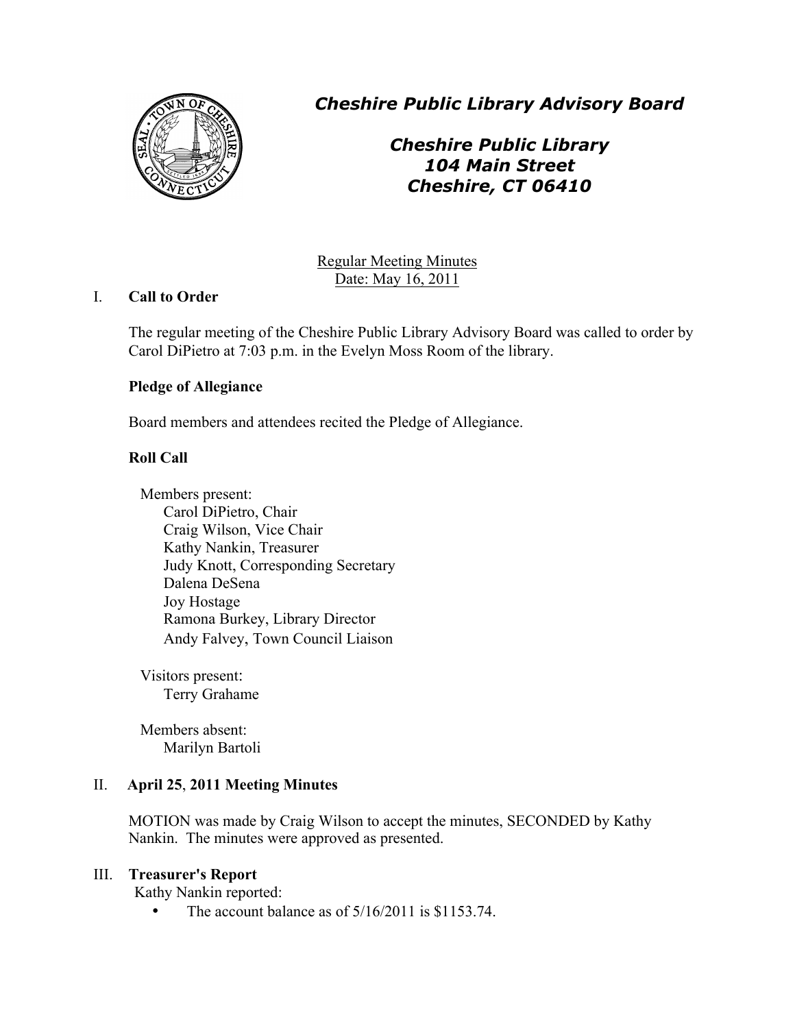# *Cheshire Public Library Advisory Board*

## *Cheshire Public Library*
## *104 Main Street*
## *Cheshire, CT 06410*

Regular Meeting Minutes
Date: May 16, 2011

## I. **Call to Order**

The regular meeting of the Cheshire Public Library Advisory Board was called to order by Carol DiPietro at 7:03 p.m. in the Evelyn Moss Room of the library.

### **Pledge of Allegiance**

Board members and attendees recited the Pledge of Allegiance.

### **Roll Call**

Members present:
- Carol DiPietro, Chair
- Craig Wilson, Vice Chair
- Kathy Nankin, Treasurer
- Judy Knott, Corresponding Secretary
- Dalena DeSena
- Joy Hostage
- Ramona Burkey, Library Director
- Andy Falvey, Town Council Liaison

Visitors present:
- Terry Grahame

Members absent:
- Marilyn Bartoli

## II. **April 25, 2011 Meeting Minutes**

MOTION was made by Craig Wilson to accept the minutes, SECONDED by Kathy Nankin. The minutes were approved as presented.

## III. **Treasurer's Report**

Kathy Nankin reported:

- The account balance as of 5/16/2011 is $1153.74.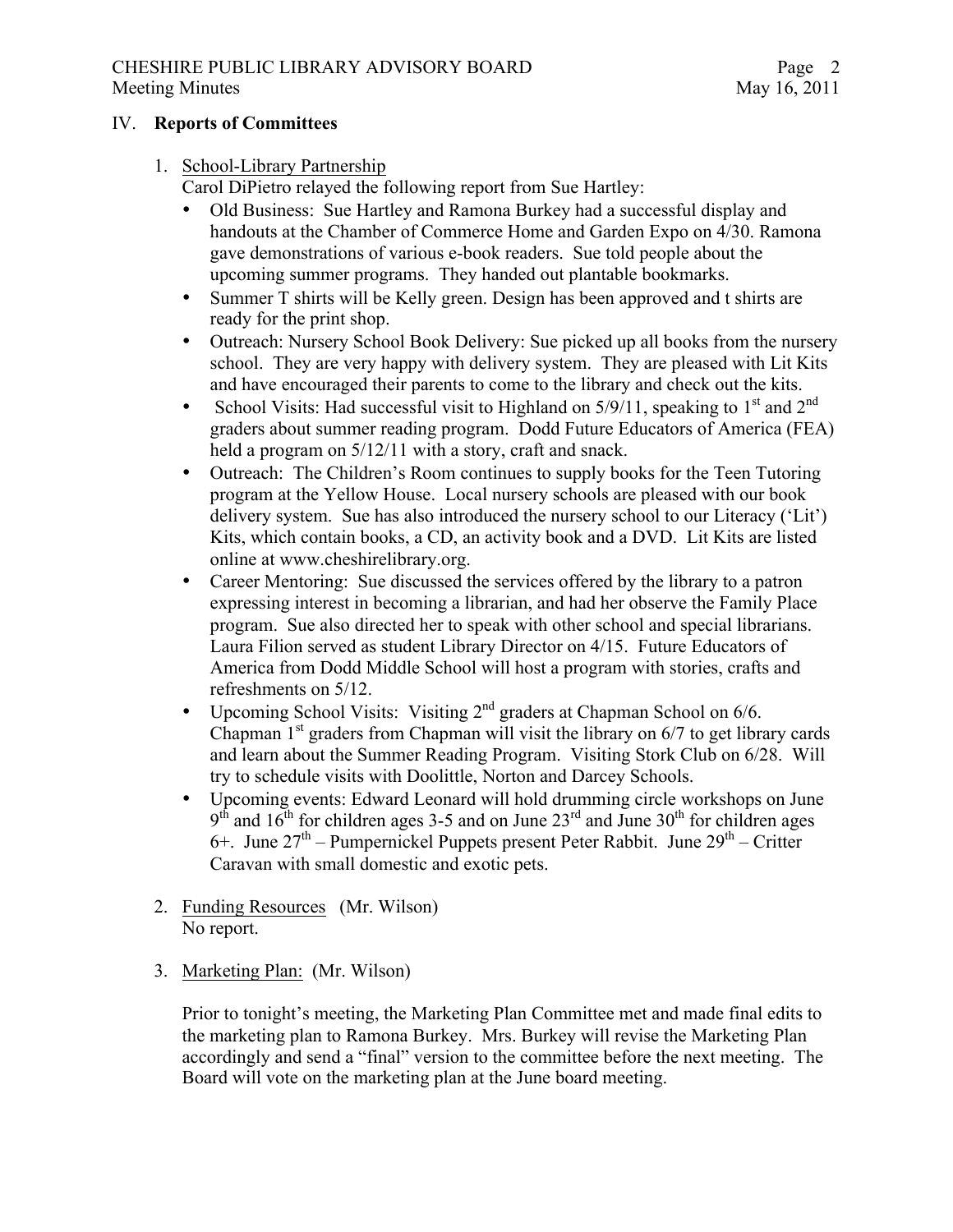## IV. **Reports of Committees**

1. School-Library Partnership
   Carol DiPietro relayed the following report from Sue Hartley:
   - Old Business: Sue Hartley and Ramona Burkey had a successful display and handouts at the Chamber of Commerce Home and Garden Expo on 4/30. Ramona gave demonstrations of various e-book readers. Sue told people about the upcoming summer programs. They handed out plantable bookmarks.
   - Summer T shirts will be Kelly green. Design has been approved and t shirts are ready for the print shop.
   - Outreach: Nursery School Book Delivery: Sue picked up all books from the nursery school. They are very happy with delivery system. They are pleased with Lit Kits and have encouraged their parents to come to the library and check out the kits.
   - School Visits: Had successful visit to Highland on 5/9/11, speaking to 1st and 2nd graders about summer reading program. Dodd Future Educators of America (FEA) held a program on 5/12/11 with a story, craft and snack.
   - Outreach: The Children's Room continues to supply books for the Teen Tutoring program at the Yellow House. Local nursery schools are pleased with our book delivery system. Sue has also introduced the nursery school to our Literacy ('Lit') Kits, which contain books, a CD, an activity book and a DVD. Lit Kits are listed online at www.cheshirelibrary.org.
   - Career Mentoring: Sue discussed the services offered by the library to a patron expressing interest in becoming a librarian, and had her observe the Family Place program. Sue also directed her to speak with other school and special librarians. Laura Filion served as student Library Director on 4/15. Future Educators of America from Dodd Middle School will host a program with stories, crafts and refreshments on 5/12.
   - Upcoming School Visits: Visiting 2nd graders at Chapman School on 6/6. Chapman 1st graders from Chapman will visit the library on 6/7 to get library cards and learn about the Summer Reading Program. Visiting Stork Club on 6/28. Will try to schedule visits with Doolittle, Norton and Darcey Schools.
   - Upcoming events: Edward Leonard will hold drumming circle workshops on June 9th and 16th for children ages 3-5 and on June 23rd and June 30th for children ages 6+. June 27th – Pumpernickel Puppets present Peter Rabbit. June 29th – Critter Caravan with small domestic and exotic pets.

2. Funding Resources (Mr. Wilson)
   No report.

3. Marketing Plan: (Mr. Wilson)

   Prior to tonight's meeting, the Marketing Plan Committee met and made final edits to the marketing plan to Ramona Burkey. Mrs. Burkey will revise the Marketing Plan accordingly and send a "final" version to the committee before the next meeting. The Board will vote on the marketing plan at the June board meeting.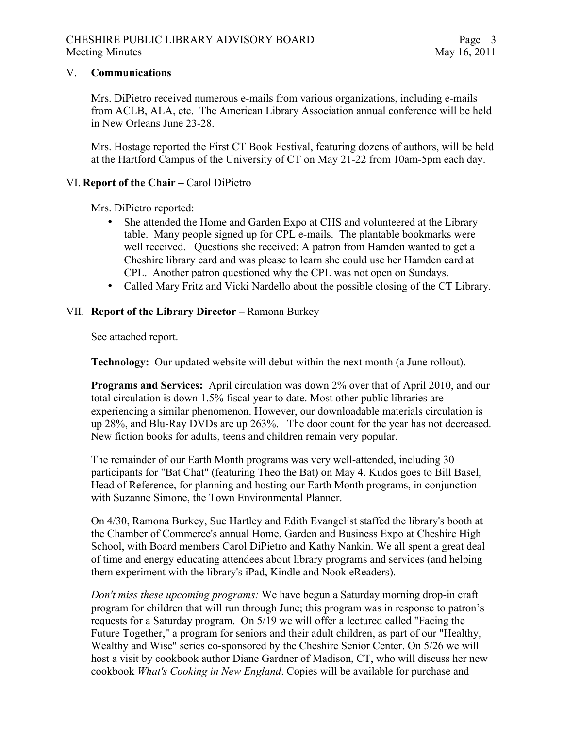## V. **Communications**

Mrs. DiPietro received numerous e-mails from various organizations, including e-mails from ACLB, ALA, etc. The American Library Association annual conference will be held in New Orleans June 23-28.

Mrs. Hostage reported the First CT Book Festival, featuring dozens of authors, will be held at the Hartford Campus of the University of CT on May 21-22 from 10am-5pm each day.

## VI. **Report of the Chair –** Carol DiPietro

Mrs. DiPietro reported:

- She attended the Home and Garden Expo at CHS and volunteered at the Library table. Many people signed up for CPL e-mails. The plantable bookmarks were well received. Questions she received: A patron from Hamden wanted to get a Cheshire library card and was please to learn she could use her Hamden card at CPL. Another patron questioned why the CPL was not open on Sundays.
- Called Mary Fritz and Vicki Nardello about the possible closing of the CT Library.

## VII. **Report of the Library Director –** Ramona Burkey

See attached report.

**Technology:** Our updated website will debut within the next month (a June rollout).

**Programs and Services:** April circulation was down 2% over that of April 2010, and our total circulation is down 1.5% fiscal year to date. Most other public libraries are experiencing a similar phenomenon. However, our downloadable materials circulation is up 28%, and Blu-Ray DVDs are up 263%. The door count for the year has not decreased. New fiction books for adults, teens and children remain very popular.

The remainder of our Earth Month programs was very well-attended, including 30 participants for "Bat Chat" (featuring Theo the Bat) on May 4. Kudos goes to Bill Basel, Head of Reference, for planning and hosting our Earth Month programs, in conjunction with Suzanne Simone, the Town Environmental Planner.

On 4/30, Ramona Burkey, Sue Hartley and Edith Evangelist staffed the library's booth at the Chamber of Commerce's annual Home, Garden and Business Expo at Cheshire High School, with Board members Carol DiPietro and Kathy Nankin. We all spent a great deal of time and energy educating attendees about library programs and services (and helping them experiment with the library's iPad, Kindle and Nook eReaders).

*Don't miss these upcoming programs:* We have begun a Saturday morning drop-in craft program for children that will run through June; this program was in response to patron's requests for a Saturday program. On 5/19 we will offer a lectured called "Facing the Future Together," a program for seniors and their adult children, as part of our "Healthy, Wealthy and Wise" series co-sponsored by the Cheshire Senior Center. On 5/26 we will host a visit by cookbook author Diane Gardner of Madison, CT, who will discuss her new cookbook *What's Cooking in New England*. Copies will be available for purchase and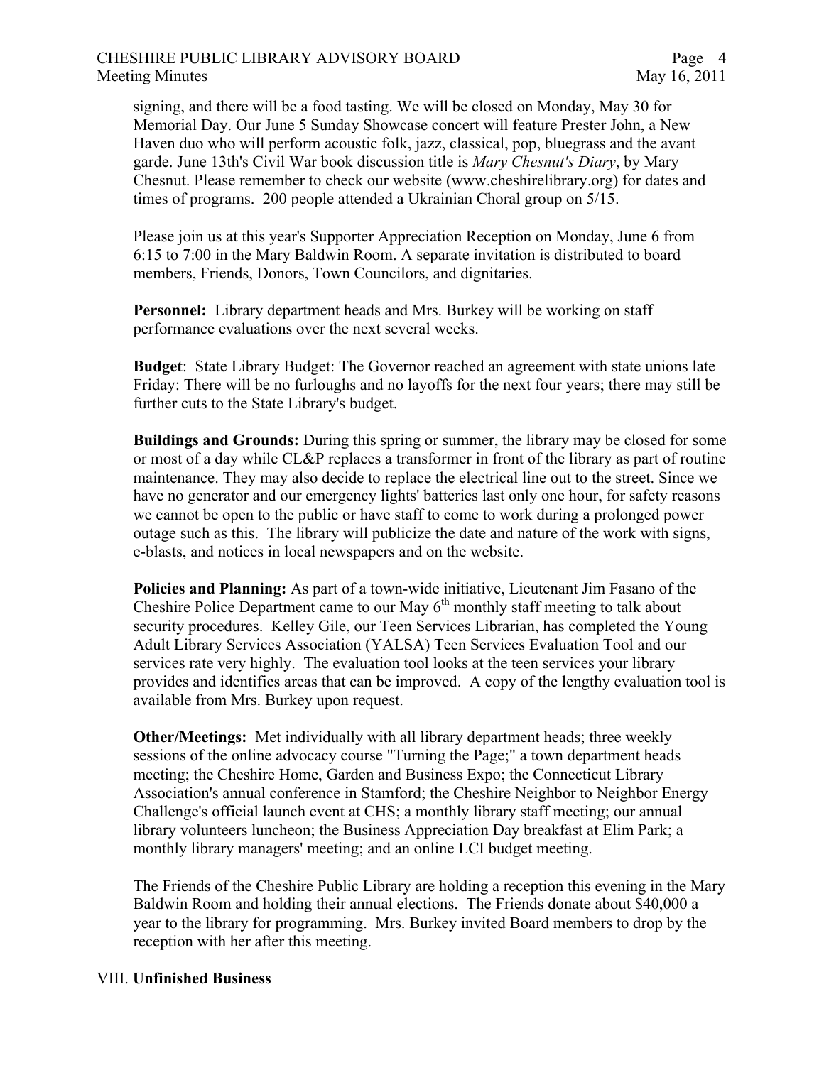signing, and there will be a food tasting. We will be closed on Monday, May 30 for Memorial Day. Our June 5 Sunday Showcase concert will feature Prester John, a New Haven duo who will perform acoustic folk, jazz, classical, pop, bluegrass and the avant garde. June 13th's Civil War book discussion title is *Mary Chesnut's Diary*, by Mary Chesnut. Please remember to check our website (www.cheshirelibrary.org) for dates and times of programs. 200 people attended a Ukrainian Choral group on 5/15.

Please join us at this year's Supporter Appreciation Reception on Monday, June 6 from 6:15 to 7:00 in the Mary Baldwin Room. A separate invitation is distributed to board members, Friends, Donors, Town Councilors, and dignitaries.

**Personnel:** Library department heads and Mrs. Burkey will be working on staff performance evaluations over the next several weeks.

**Budget**: State Library Budget: The Governor reached an agreement with state unions late Friday: There will be no furloughs and no layoffs for the next four years; there may still be further cuts to the State Library's budget.

**Buildings and Grounds:** During this spring or summer, the library may be closed for some or most of a day while CL&P replaces a transformer in front of the library as part of routine maintenance. They may also decide to replace the electrical line out to the street. Since we have no generator and our emergency lights' batteries last only one hour, for safety reasons we cannot be open to the public or have staff to come to work during a prolonged power outage such as this. The library will publicize the date and nature of the work with signs, e-blasts, and notices in local newspapers and on the website.

**Policies and Planning:** As part of a town-wide initiative, Lieutenant Jim Fasano of the Cheshire Police Department came to our May 6th monthly staff meeting to talk about security procedures. Kelley Gile, our Teen Services Librarian, has completed the Young Adult Library Services Association (YALSA) Teen Services Evaluation Tool and our services rate very highly. The evaluation tool looks at the teen services your library provides and identifies areas that can be improved. A copy of the lengthy evaluation tool is available from Mrs. Burkey upon request.

**Other/Meetings:** Met individually with all library department heads; three weekly sessions of the online advocacy course "Turning the Page;" a town department heads meeting; the Cheshire Home, Garden and Business Expo; the Connecticut Library Association's annual conference in Stamford; the Cheshire Neighbor to Neighbor Energy Challenge's official launch event at CHS; a monthly library staff meeting; our annual library volunteers luncheon; the Business Appreciation Day breakfast at Elim Park; a monthly library managers' meeting; and an online LCI budget meeting.

The Friends of the Cheshire Public Library are holding a reception this evening in the Mary Baldwin Room and holding their annual elections. The Friends donate about $40,000 a year to the library for programming. Mrs. Burkey invited Board members to drop by the reception with her after this meeting.

VIII. **Unfinished Business**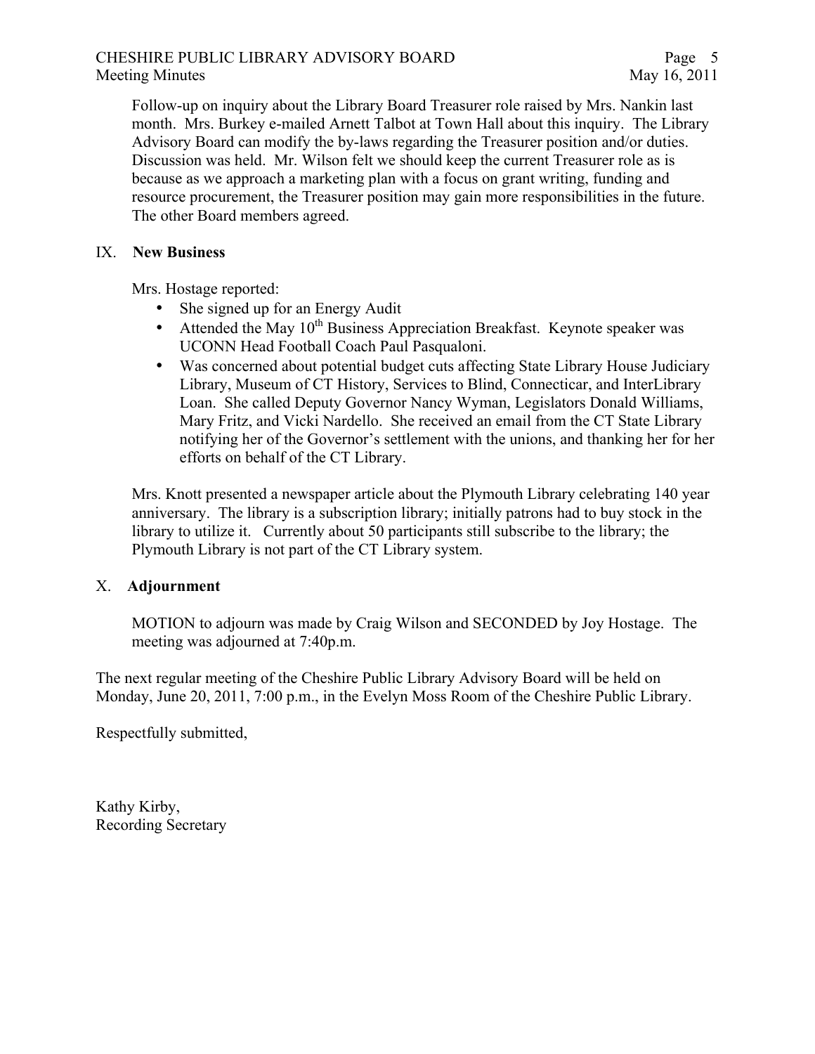Follow-up on inquiry about the Library Board Treasurer role raised by Mrs. Nankin last month. Mrs. Burkey e-mailed Arnett Talbot at Town Hall about this inquiry. The Library Advisory Board can modify the by-laws regarding the Treasurer position and/or duties. Discussion was held. Mr. Wilson felt we should keep the current Treasurer role as is because as we approach a marketing plan with a focus on grant writing, funding and resource procurement, the Treasurer position may gain more responsibilities in the future. The other Board members agreed.

## IX. New Business

Mrs. Hostage reported:

- She signed up for an Energy Audit
- Attended the May 10th Business Appreciation Breakfast. Keynote speaker was UCONN Head Football Coach Paul Pasqualoni.
- Was concerned about potential budget cuts affecting State Library House Judiciary Library, Museum of CT History, Services to Blind, Connecticar, and InterLibrary Loan. She called Deputy Governor Nancy Wyman, Legislators Donald Williams, Mary Fritz, and Vicki Nardello. She received an email from the CT State Library notifying her of the Governor's settlement with the unions, and thanking her for her efforts on behalf of the CT Library.

Mrs. Knott presented a newspaper article about the Plymouth Library celebrating 140 year anniversary. The library is a subscription library; initially patrons had to buy stock in the library to utilize it. Currently about 50 participants still subscribe to the library; the Plymouth Library is not part of the CT Library system.

## X. Adjournment

MOTION to adjourn was made by Craig Wilson and SECONDED by Joy Hostage. The meeting was adjourned at 7:40p.m.

The next regular meeting of the Cheshire Public Library Advisory Board will be held on Monday, June 20, 2011, 7:00 p.m., in the Evelyn Moss Room of the Cheshire Public Library.

Respectfully submitted,

Kathy Kirby,
Recording Secretary